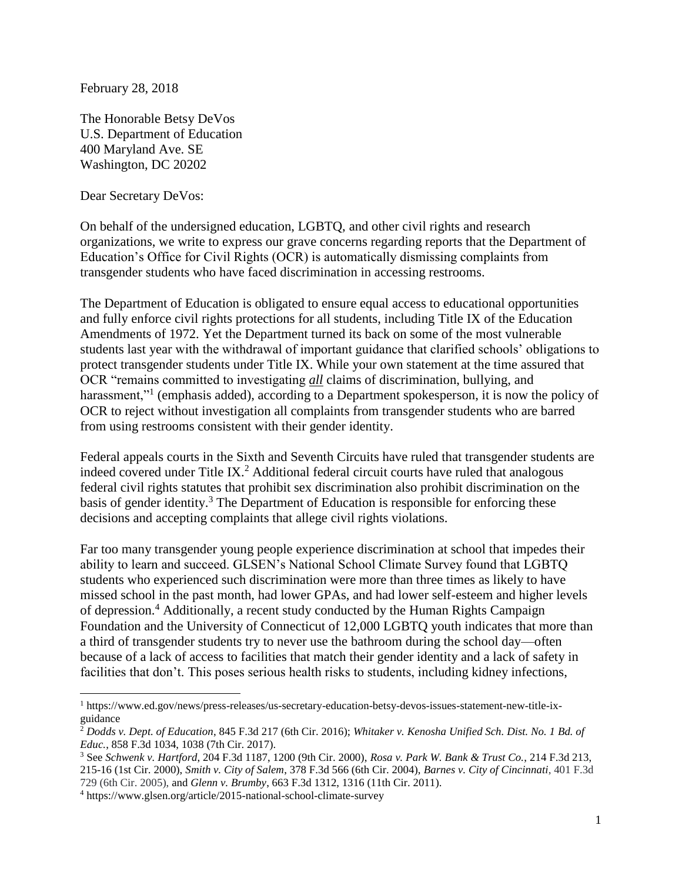February 28, 2018

The Honorable Betsy DeVos
U.S. Department of Education
400 Maryland Ave. SE
Washington, DC 20202

Dear Secretary DeVos:

On behalf of the undersigned education, LGBTQ, and other civil rights and research organizations, we write to express our grave concerns regarding reports that the Department of Education's Office for Civil Rights (OCR) is automatically dismissing complaints from transgender students who have faced discrimination in accessing restrooms.

The Department of Education is obligated to ensure equal access to educational opportunities and fully enforce civil rights protections for all students, including Title IX of the Education Amendments of 1972. Yet the Department turned its back on some of the most vulnerable students last year with the withdrawal of important guidance that clarified schools' obligations to protect transgender students under Title IX. While your own statement at the time assured that OCR "remains committed to investigating ***all*** claims of discrimination, bullying, and harassment,"[1] (emphasis added), according to a Department spokesperson, it is now the policy of OCR to reject without investigation all complaints from transgender students who are barred from using restrooms consistent with their gender identity.

Federal appeals courts in the Sixth and Seventh Circuits have ruled that transgender students are indeed covered under Title IX.[2] Additional federal circuit courts have ruled that analogous federal civil rights statutes that prohibit sex discrimination also prohibit discrimination on the basis of gender identity.[3] The Department of Education is responsible for enforcing these decisions and accepting complaints that allege civil rights violations.

Far too many transgender young people experience discrimination at school that impedes their ability to learn and succeed. GLSEN's National School Climate Survey found that LGBTQ students who experienced such discrimination were more than three times as likely to have missed school in the past month, had lower GPAs, and had lower self-esteem and higher levels of depression.[4] Additionally, a recent study conducted by the Human Rights Campaign Foundation and the University of Connecticut of 12,000 LGBTQ youth indicates that more than a third of transgender students try to never use the bathroom during the school day—often because of a lack of access to facilities that match their gender identity and a lack of safety in facilities that don't. This poses serious health risks to students, including kidney infections,

---

[1] https://www.ed.gov/news/press-releases/us-secretary-education-betsy-devos-issues-statement-new-title-ix-guidance

[2] *Dodds v. Dept. of Education*, 845 F.3d 217 (6th Cir. 2016); *Whitaker v. Kenosha Unified Sch. Dist. No. 1 Bd. of Educ.*, 858 F.3d 1034, 1038 (7th Cir. 2017).

[3] See *Schwenk v. Hartford*, 204 F.3d 1187, 1200 (9th Cir. 2000), *Rosa v. Park W. Bank & Trust Co.*, 214 F.3d 213, 215-16 (1st Cir. 2000), *Smith v. City of Salem*, 378 F.3d 566 (6th Cir. 2004), *Barnes v. City of Cincinnati*, 401 F.3d 729 (6th Cir. 2005), and *Glenn v. Brumby*, 663 F.3d 1312, 1316 (11th Cir. 2011).

[4] https://www.glsen.org/article/2015-national-school-climate-survey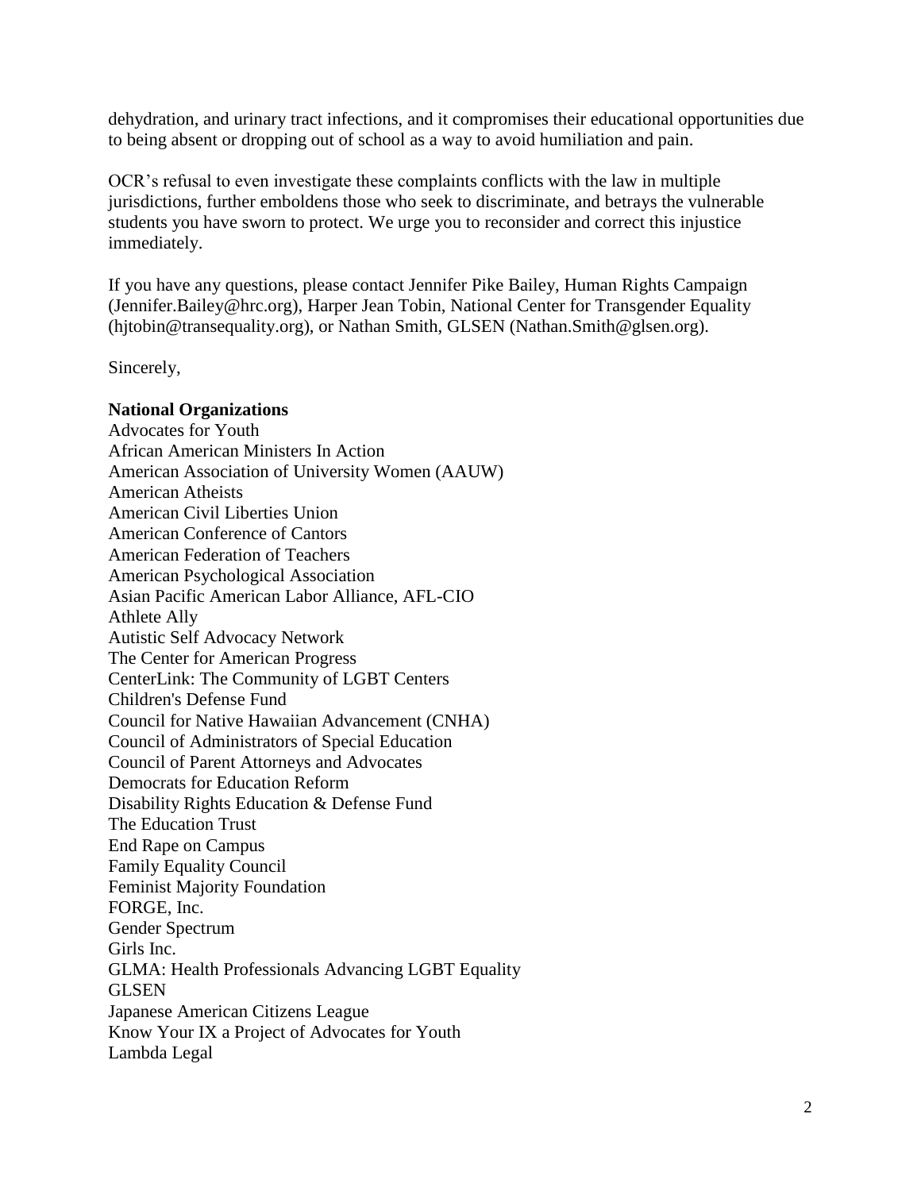dehydration, and urinary tract infections, and it compromises their educational opportunities due to being absent or dropping out of school as a way to avoid humiliation and pain.

OCR's refusal to even investigate these complaints conflicts with the law in multiple jurisdictions, further emboldens those who seek to discriminate, and betrays the vulnerable students you have sworn to protect. We urge you to reconsider and correct this injustice immediately.

If you have any questions, please contact Jennifer Pike Bailey, Human Rights Campaign (Jennifer.Bailey@hrc.org), Harper Jean Tobin, National Center for Transgender Equality (hjtobin@transequality.org), or Nathan Smith, GLSEN (Nathan.Smith@glsen.org).

Sincerely,

**National Organizations**

Advocates for Youth
African American Ministers In Action
American Association of University Women (AAUW)
American Atheists
American Civil Liberties Union
American Conference of Cantors
American Federation of Teachers
American Psychological Association
Asian Pacific American Labor Alliance, AFL-CIO
Athlete Ally
Autistic Self Advocacy Network
The Center for American Progress
CenterLink: The Community of LGBT Centers
Children's Defense Fund
Council for Native Hawaiian Advancement (CNHA)
Council of Administrators of Special Education
Council of Parent Attorneys and Advocates
Democrats for Education Reform
Disability Rights Education & Defense Fund
The Education Trust
End Rape on Campus
Family Equality Council
Feminist Majority Foundation
FORGE, Inc.
Gender Spectrum
Girls Inc.
GLMA: Health Professionals Advancing LGBT Equality
GLSEN
Japanese American Citizens League
Know Your IX a Project of Advocates for Youth
Lambda Legal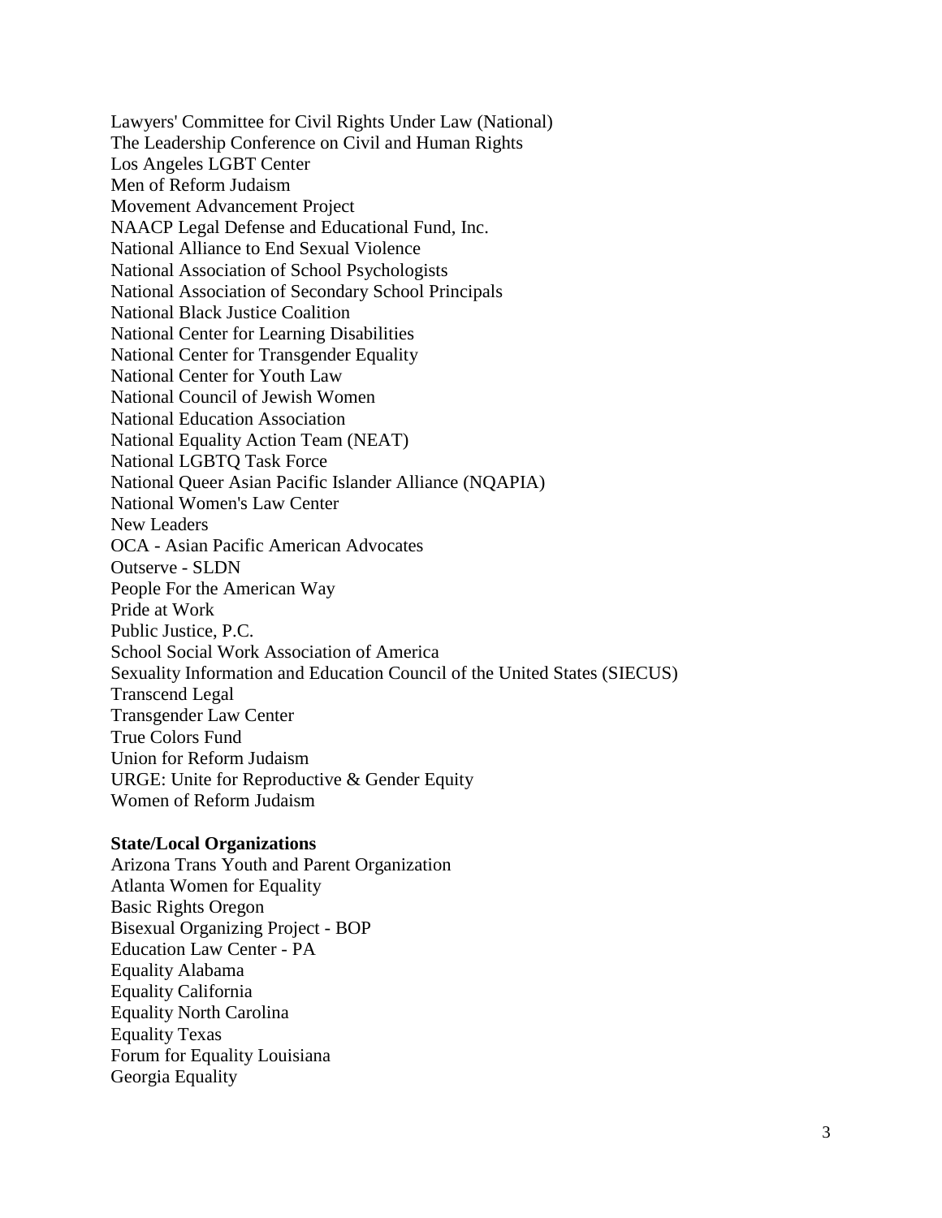Lawyers' Committee for Civil Rights Under Law (National)
The Leadership Conference on Civil and Human Rights
Los Angeles LGBT Center
Men of Reform Judaism
Movement Advancement Project
NAACP Legal Defense and Educational Fund, Inc.
National Alliance to End Sexual Violence
National Association of School Psychologists
National Association of Secondary School Principals
National Black Justice Coalition
National Center for Learning Disabilities
National Center for Transgender Equality
National Center for Youth Law
National Council of Jewish Women
National Education Association
National Equality Action Team (NEAT)
National LGBTQ Task Force
National Queer Asian Pacific Islander Alliance (NQAPIA)
National Women's Law Center
New Leaders
OCA - Asian Pacific American Advocates
Outserve - SLDN
People For the American Way
Pride at Work
Public Justice, P.C.
School Social Work Association of America
Sexuality Information and Education Council of the United States (SIECUS)
Transcend Legal
Transgender Law Center
True Colors Fund
Union for Reform Judaism
URGE: Unite for Reproductive & Gender Equity
Women of Reform Judaism

**State/Local Organizations**

Arizona Trans Youth and Parent Organization
Atlanta Women for Equality
Basic Rights Oregon
Bisexual Organizing Project - BOP
Education Law Center - PA
Equality Alabama
Equality California
Equality North Carolina
Equality Texas
Forum for Equality Louisiana
Georgia Equality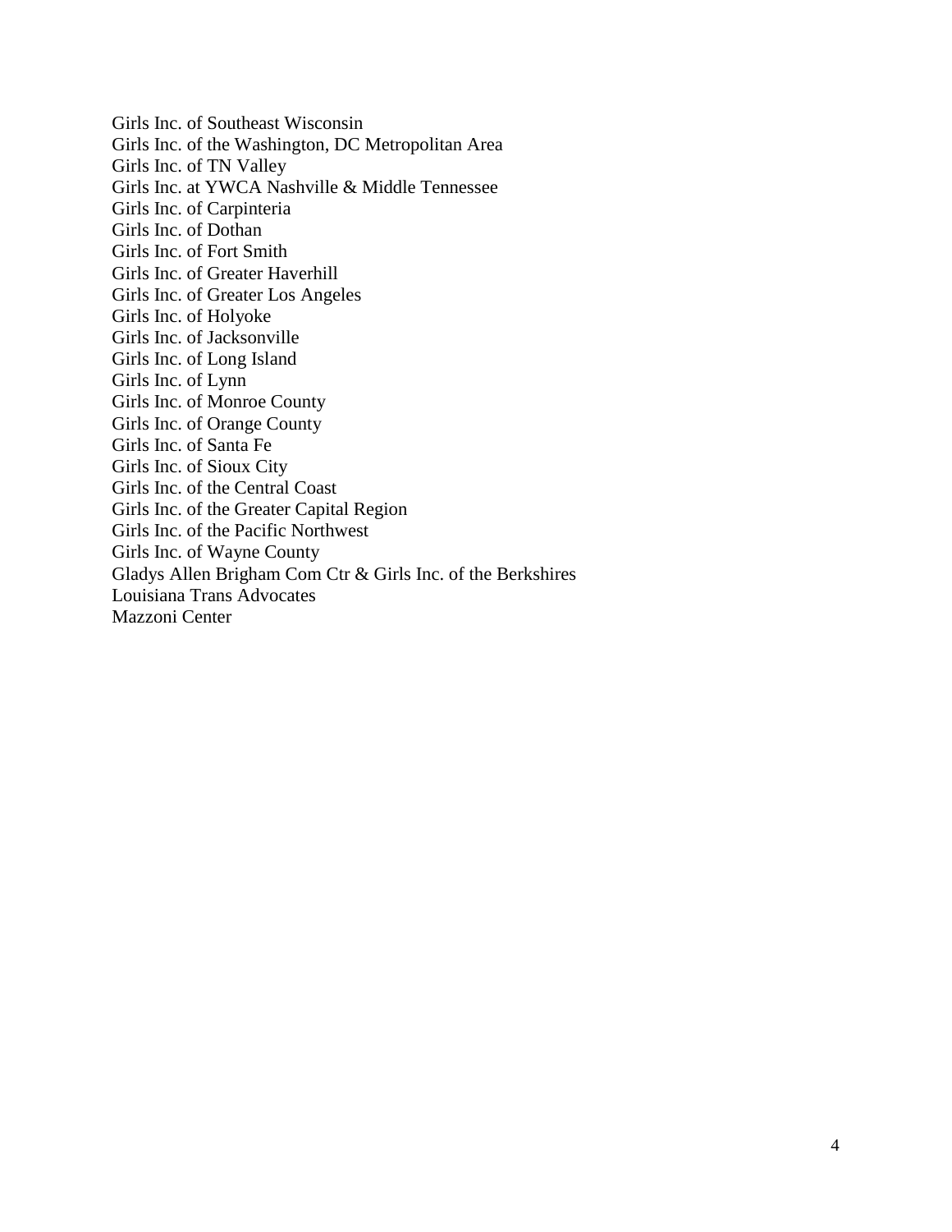Girls Inc. of Southeast Wisconsin
Girls Inc. of the Washington, DC Metropolitan Area
Girls Inc. of TN Valley
Girls Inc. at YWCA Nashville & Middle Tennessee
Girls Inc. of Carpinteria
Girls Inc. of Dothan
Girls Inc. of Fort Smith
Girls Inc. of Greater Haverhill
Girls Inc. of Greater Los Angeles
Girls Inc. of Holyoke
Girls Inc. of Jacksonville
Girls Inc. of Long Island
Girls Inc. of Lynn
Girls Inc. of Monroe County
Girls Inc. of Orange County
Girls Inc. of Santa Fe
Girls Inc. of Sioux City
Girls Inc. of the Central Coast
Girls Inc. of the Greater Capital Region
Girls Inc. of the Pacific Northwest
Girls Inc. of Wayne County
Gladys Allen Brigham Com Ctr & Girls Inc. of the Berkshires
Louisiana Trans Advocates
Mazzoni Center